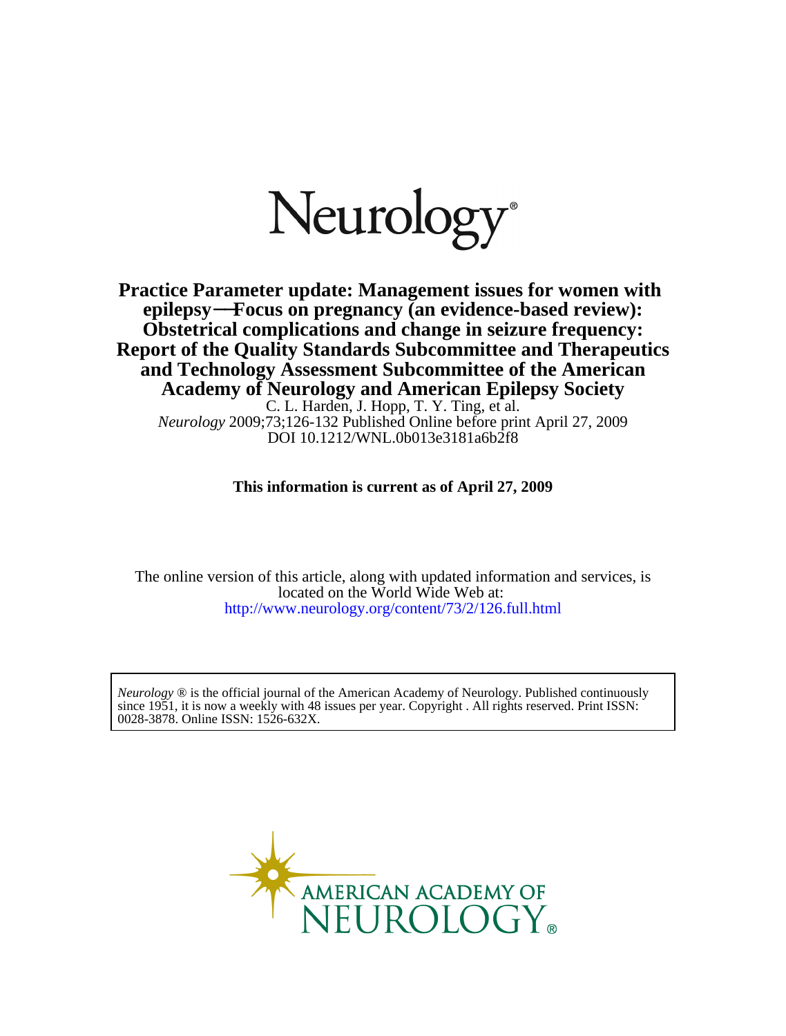# Neurology®

**Practice Parameter update: Management issues for women with epilepsy—Focus on pregnancy (an evidence-based review): Obstetrical complications and change in seizure frequency: Report of the Quality Standards Subcommittee and Therapeutics and Technology Assessment Subcommittee of the American Academy of Neurology and American Epilepsy Society**

C. L. Harden, J. Hopp, T. Y. Ting, et al.

*Neurology* 2009;73;126-132 Published Online before print April 27, 2009

DOI 10.1212/WNL.0b013e3181a6b2f8

**This information is current as of April 27, 2009**

The online version of this article, along with updated information and services, is located on the World Wide Web at:

http://www.neurology.org/content/73/2/126.full.html

*Neurology* ® is the official journal of the American Academy of Neurology. Published continuously since 1951, it is now a weekly with 48 issues per year. Copyright . All rights reserved. Print ISSN: 0028-3878. Online ISSN: 1526-632X.

AMERICAN ACADEMY OF NEUROLOGY®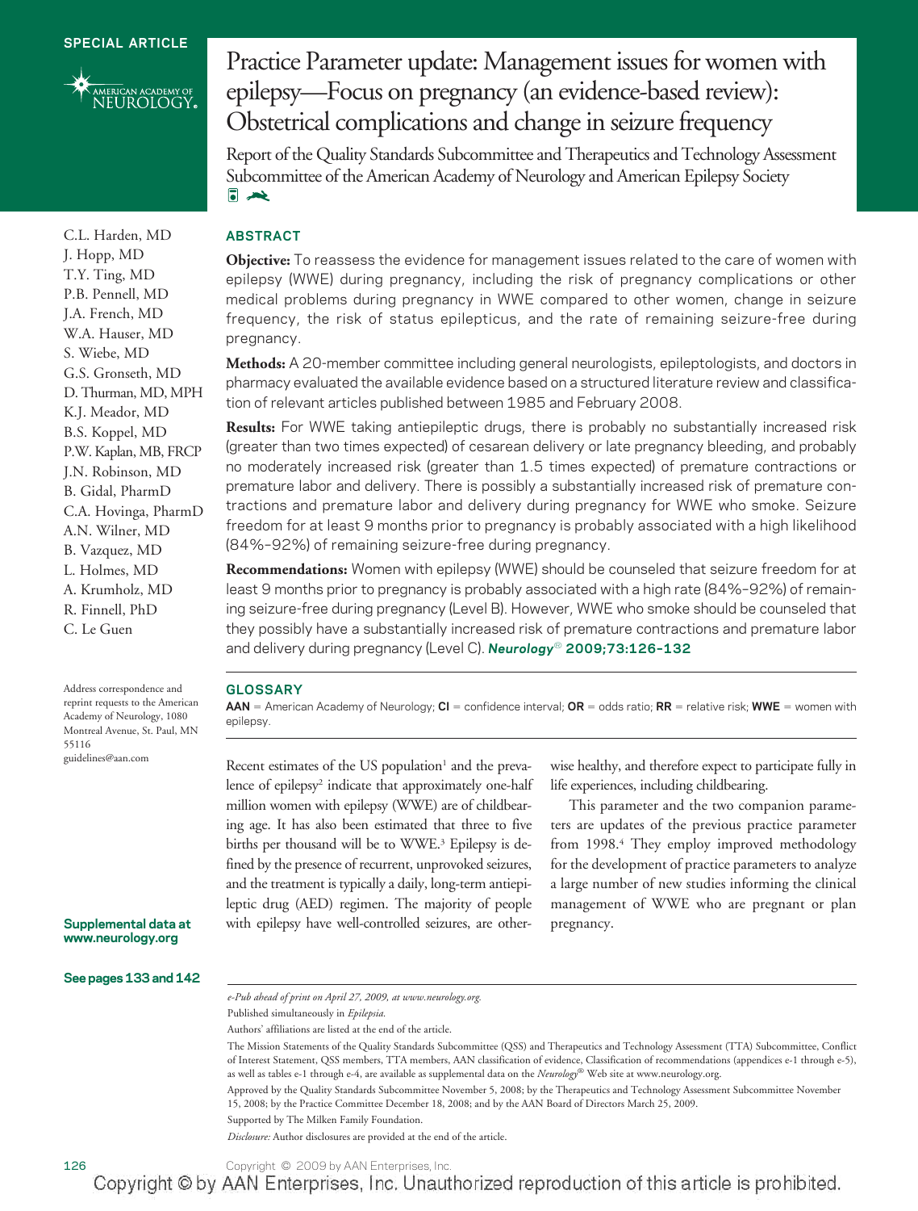SPECIAL ARTICLE

# Practice Parameter update: Management issues for women with epilepsy—Focus on pregnancy (an evidence-based review): Obstetrical complications and change in seizure frequency

Report of the Quality Standards Subcommittee and Therapeutics and Technology Assessment Subcommittee of the American Academy of Neurology and American Epilepsy Society

C.L. Harden, MD
J. Hopp, MD
T.Y. Ting, MD
P.B. Pennell, MD
J.A. French, MD
W.A. Hauser, MD
S. Wiebe, MD
G.S. Gronseth, MD
D. Thurman, MD, MPH
K.J. Meador, MD
B.S. Koppel, MD
P.W. Kaplan, MB, FRCP
J.N. Robinson, MD
B. Gidal, PharmD
C.A. Hovinga, PharmD
A.N. Wilner, MD
B. Vazquez, MD
L. Holmes, MD
A. Krumholz, MD
R. Finnell, PhD
C. Le Guen

Address correspondence and reprint requests to the American Academy of Neurology, 1080 Montreal Avenue, St. Paul, MN 55116
guidelines@aan.com

## ABSTRACT

**Objective:** To reassess the evidence for management issues related to the care of women with epilepsy (WWE) during pregnancy, including the risk of pregnancy complications or other medical problems during pregnancy in WWE compared to other women, change in seizure frequency, the risk of status epilepticus, and the rate of remaining seizure-free during pregnancy.

**Methods:** A 20-member committee including general neurologists, epileptologists, and doctors in pharmacy evaluated the available evidence based on a structured literature review and classification of relevant articles published between 1985 and February 2008.

**Results:** For WWE taking antiepileptic drugs, there is probably no substantially increased risk (greater than two times expected) of cesarean delivery or late pregnancy bleeding, and probably no moderately increased risk (greater than 1.5 times expected) of premature contractions or premature labor and delivery. There is possibly a substantially increased risk of premature contractions and premature labor and delivery during pregnancy for WWE who smoke. Seizure freedom for at least 9 months prior to pregnancy is probably associated with a high likelihood (84%–92%) of remaining seizure-free during pregnancy.

**Recommendations:** Women with epilepsy (WWE) should be counseled that seizure freedom for at least 9 months prior to pregnancy is probably associated with a high rate (84%–92%) of remaining seizure-free during pregnancy (Level B). However, WWE who smoke should be counseled that they possibly have a substantially increased risk of premature contractions and premature labor and delivery during pregnancy (Level C). *Neurology*® **2009;73:126–132**

## GLOSSARY

**AAN** = American Academy of Neurology; **CI** = confidence interval; **OR** = odds ratio; **RR** = relative risk; **WWE** = women with epilepsy.

Recent estimates of the US population[1] and the prevalence of epilepsy[2] indicate that approximately one-half million women with epilepsy (WWE) are of childbearing age. It has also been estimated that three to five births per thousand will be to WWE.[3] Epilepsy is defined by the presence of recurrent, unprovoked seizures, and the treatment is typically a daily, long-term antiepileptic drug (AED) regimen. The majority of people with epilepsy have well-controlled seizures, are otherwise healthy, and therefore expect to participate fully in life experiences, including childbearing.

This parameter and the two companion parameters are updates of the previous practice parameter from 1998.[4] They employ improved methodology for the development of practice parameters to analyze a large number of new studies informing the clinical management of WWE who are pregnant or plan pregnancy.

**Supplemental data at www.neurology.org**

**See pages 133 and 142**

*e-Pub ahead of print on April 27, 2009, at www.neurology.org.*

Published simultaneously in *Epilepsia*.

Authors' affiliations are listed at the end of the article.

The Mission Statements of the Quality Standards Subcommittee (QSS) and Therapeutics and Technology Assessment (TTA) Subcommittee, Conflict of Interest Statement, QSS members, TTA members, AAN classification of evidence, Classification of recommendations (appendices e-1 through e-5), as well as tables e-1 through e-4, are available as supplemental data on the *Neurology*® Web site at www.neurology.org.

Approved by the Quality Standards Subcommittee November 5, 2008; by the Therapeutics and Technology Assessment Subcommittee November 15, 2008; by the Practice Committee December 18, 2008; and by the AAN Board of Directors March 25, 2009.

Supported by The Milken Family Foundation.

*Disclosure:* Author disclosures are provided at the end of the article.

Copyright © 2009 by AAN Enterprises, Inc.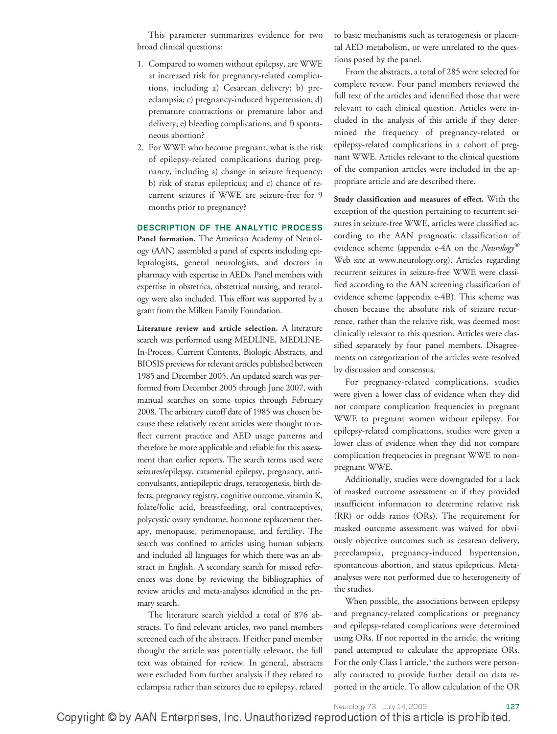This parameter summarizes evidence for two broad clinical questions:

1. Compared to women without epilepsy, are WWE at increased risk for pregnancy-related complications, including a) Cesarean delivery; b) preeclampsia; c) pregnancy-induced hypertension; d) premature contractions or premature labor and delivery; e) bleeding complications; and f) spontaneous abortion?
2. For WWE who become pregnant, what is the risk of epilepsy-related complications during pregnancy, including a) change in seizure frequency; b) risk of status epilepticus; and c) chance of recurrent seizures if WWE are seizure-free for 9 months prior to pregnancy?

## DESCRIPTION OF THE ANALYTIC PROCESS

**Panel formation.** The American Academy of Neurology (AAN) assembled a panel of experts including epileptologists, general neurologists, and doctors in pharmacy with expertise in AEDs. Panel members with expertise in obstetrics, obstetrical nursing, and teratology were also included. This effort was supported by a grant from the Milken Family Foundation.

**Literature review and article selection.** A literature search was performed using MEDLINE, MEDLINE-In-Process, Current Contents, Biologic Abstracts, and BIOSIS previews for relevant articles published between 1985 and December 2005. An updated search was performed from December 2005 through June 2007, with manual searches on some topics through February 2008. The arbitrary cutoff date of 1985 was chosen because these relatively recent articles were thought to reflect current practice and AED usage patterns and therefore be more applicable and reliable for this assessment than earlier reports. The search terms used were seizures/epilepsy, catamenial epilepsy, pregnancy, anticonvulsants, antiepileptic drugs, teratogenesis, birth defects, pregnancy registry, cognitive outcome, vitamin K, folate/folic acid, breastfeeding, oral contraceptives, polycystic ovary syndrome, hormone replacement therapy, menopause, perimenopause, and fertility. The search was confined to articles using human subjects and included all languages for which there was an abstract in English. A secondary search for missed references was done by reviewing the bibliographies of review articles and meta-analyses identified in the primary search.

The literature search yielded a total of 876 abstracts. To find relevant articles, two panel members screened each of the abstracts. If either panel member thought the article was potentially relevant, the full text was obtained for review. In general, abstracts were excluded from further analysis if they related to eclampsia rather than seizures due to epilepsy, related to basic mechanisms such as teratogenesis or placental AED metabolism, or were unrelated to the questions posed by the panel.

From the abstracts, a total of 285 were selected for complete review. Four panel members reviewed the full text of the articles and identified those that were relevant to each clinical question. Articles were included in the analysis of this article if they determined the frequency of pregnancy-related or epilepsy-related complications in a cohort of pregnant WWE. Articles relevant to the clinical questions of the companion articles were included in the appropriate article and are described there.

**Study classification and measures of effect.** With the exception of the question pertaining to recurrent seizures in seizure-free WWE, articles were classified according to the AAN prognostic classification of evidence scheme (appendix e-4A on the *Neurology*® Web site at www.neurology.org). Articles regarding recurrent seizures in seizure-free WWE were classified according to the AAN screening classification of evidence scheme (appendix e-4B). This scheme was chosen because the absolute risk of seizure recurrence, rather than the relative risk, was deemed most clinically relevant to this question. Articles were classified separately by four panel members. Disagreements on categorization of the articles were resolved by discussion and consensus.

For pregnancy-related complications, studies were given a lower class of evidence when they did not compare complication frequencies in pregnant WWE to pregnant women without epilepsy. For epilepsy-related complications, studies were given a lower class of evidence when they did not compare complication frequencies in pregnant WWE to nonpregnant WWE.

Additionally, studies were downgraded for a lack of masked outcome assessment or if they provided insufficient information to determine relative risk (RR) or odds ratios (ORs). The requirement for masked outcome assessment was waived for obviously objective outcomes such as cesarean delivery, preeclampsia, pregnancy-induced hypertension, spontaneous abortion, and status epilepticus. Meta-analyses were not performed due to heterogeneity of the studies.

When possible, the associations between epilepsy and pregnancy-related complications or pregnancy and epilepsy-related complications were determined using ORs. If not reported in the article, the writing panel attempted to calculate the appropriate ORs. For the only Class I article,[5] the authors were personally contacted to provide further detail on data reported in the article. To allow calculation of the OR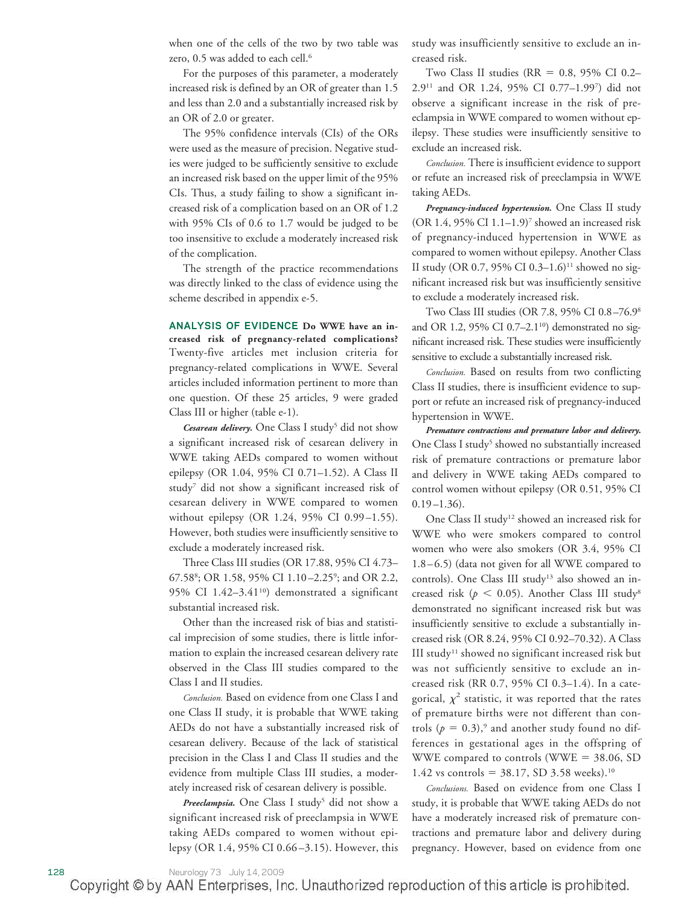when one of the cells of the two by two table was zero, 0.5 was added to each cell.[6]

For the purposes of this parameter, a moderately increased risk is defined by an OR of greater than 1.5 and less than 2.0 and a substantially increased risk by an OR of 2.0 or greater.

The 95% confidence intervals (CIs) of the ORs were used as the measure of precision. Negative studies were judged to be sufficiently sensitive to exclude an increased risk based on the upper limit of the 95% CIs. Thus, a study failing to show a significant increased risk of a complication based on an OR of 1.2 with 95% CIs of 0.6 to 1.7 would be judged to be too insensitive to exclude a moderately increased risk of the complication.

The strength of the practice recommendations was directly linked to the class of evidence using the scheme described in appendix e-5.

## ANALYSIS OF EVIDENCE

**Do WWE have an increased risk of pregnancy-related complications?** Twenty-five articles met inclusion criteria for pregnancy-related complications in WWE. Several articles included information pertinent to more than one question. Of these 25 articles, 9 were graded Class III or higher (table e-1).

***Cesarean delivery.*** One Class I study[5] did not show a significant increased risk of cesarean delivery in WWE taking AEDs compared to women without epilepsy (OR 1.04, 95% CI 0.71–1.52). A Class II study[7] did not show a significant increased risk of cesarean delivery in WWE compared to women without epilepsy (OR 1.24, 95% CI 0.99–1.55). However, both studies were insufficiently sensitive to exclude a moderately increased risk.

Three Class III studies (OR 17.88, 95% CI 4.73–67.58[8]; OR 1.58, 95% CI 1.10–2.25[9]; and OR 2.2, 95% CI 1.42–3.41[10]) demonstrated a significant substantial increased risk.

Other than the increased risk of bias and statistical imprecision of some studies, there is little information to explain the increased cesarean delivery rate observed in the Class III studies compared to the Class I and II studies.

*Conclusion.* Based on evidence from one Class I and one Class II study, it is probable that WWE taking AEDs do not have a substantially increased risk of cesarean delivery. Because of the lack of statistical precision in the Class I and Class II studies and the evidence from multiple Class III studies, a moderately increased risk of cesarean delivery is possible.

***Preeclampsia.*** One Class I study[5] did not show a significant increased risk of preeclampsia in WWE taking AEDs compared to women without epilepsy (OR 1.4, 95% CI 0.66–3.15). However, this study was insufficiently sensitive to exclude an increased risk.

Two Class II studies (RR = 0.8, 95% CI 0.2–2.9[11] and OR 1.24, 95% CI 0.77–1.99[7]) did not observe a significant increase in the risk of preeclampsia in WWE compared to women without epilepsy. These studies were insufficiently sensitive to exclude an increased risk.

*Conclusion.* There is insufficient evidence to support or refute an increased risk of preeclampsia in WWE taking AEDs.

***Pregnancy-induced hypertension.*** One Class II study (OR 1.4, 95% CI 1.1–1.9)[7] showed an increased risk of pregnancy-induced hypertension in WWE as compared to women without epilepsy. Another Class II study (OR 0.7, 95% CI 0.3–1.6)[11] showed no significant increased risk but was insufficiently sensitive to exclude a moderately increased risk.

Two Class III studies (OR 7.8, 95% CI 0.8–76.9[8] and OR 1.2, 95% CI 0.7–2.1[10]) demonstrated no significant increased risk. These studies were insufficiently sensitive to exclude a substantially increased risk.

*Conclusion.* Based on results from two conflicting Class II studies, there is insufficient evidence to support or refute an increased risk of pregnancy-induced hypertension in WWE.

***Premature contractions and premature labor and delivery.*** One Class I study[5] showed no substantially increased risk of premature contractions or premature labor and delivery in WWE taking AEDs compared to control women without epilepsy (OR 0.51, 95% CI 0.19–1.36).

One Class II study[12] showed an increased risk for WWE who were smokers compared to control women who were also smokers (OR 3.4, 95% CI 1.8–6.5) (data not given for all WWE compared to controls). One Class III study[13] also showed an increased risk ($p < 0.05$). Another Class III study[8] demonstrated no significant increased risk but was insufficiently sensitive to exclude a substantially increased risk (OR 8.24, 95% CI 0.92–70.32). A Class III study[11] showed no significant increased risk but was not sufficiently sensitive to exclude an increased risk (RR 0.7, 95% CI 0.3–1.4). In a categorical, $\chi^2$ statistic, it was reported that the rates of premature births were not different than controls ($p = 0.3$),[9] and another study found no differences in gestational ages in the offspring of WWE compared to controls (WWE = 38.06, SD 1.42 vs controls = 38.17, SD 3.58 weeks).[10]

*Conclusions.* Based on evidence from one Class I study, it is probable that WWE taking AEDs do not have a moderately increased risk of premature contractions and premature labor and delivery during pregnancy. However, based on evidence from one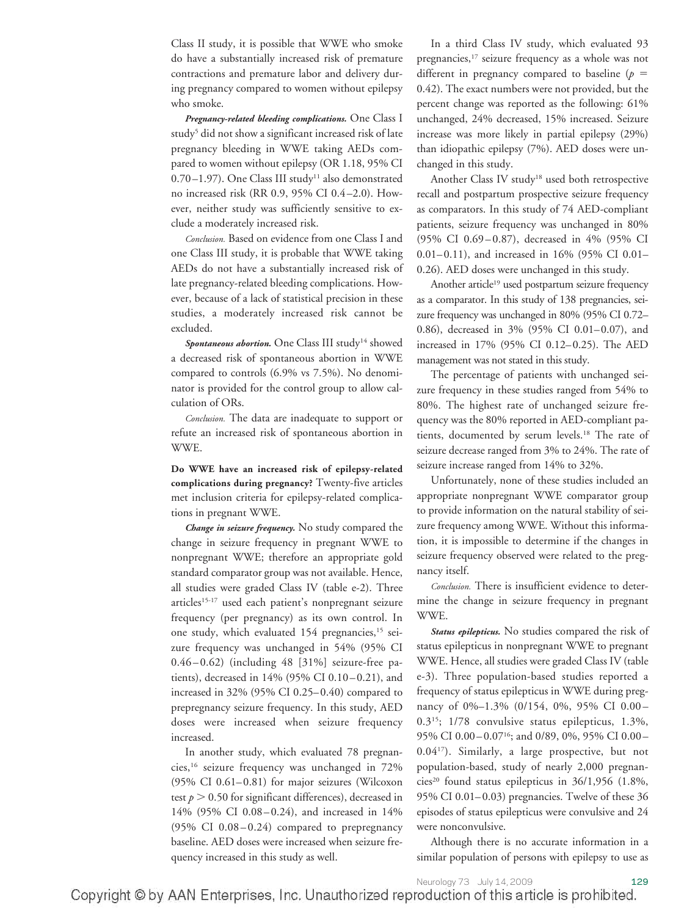Class II study, it is possible that WWE who smoke do have a substantially increased risk of premature contractions and premature labor and delivery during pregnancy compared to women without epilepsy who smoke.

***Pregnancy-related bleeding complications.*** One Class I study[5] did not show a significant increased risk of late pregnancy bleeding in WWE taking AEDs compared to women without epilepsy (OR 1.18, 95% CI 0.70–1.97). One Class III study[11] also demonstrated no increased risk (RR 0.9, 95% CI 0.4–2.0). However, neither study was sufficiently sensitive to exclude a moderately increased risk.

*Conclusion.* Based on evidence from one Class I and one Class III study, it is probable that WWE taking AEDs do not have a substantially increased risk of late pregnancy-related bleeding complications. However, because of a lack of statistical precision in these studies, a moderately increased risk cannot be excluded.

***Spontaneous abortion.*** One Class III study[14] showed a decreased risk of spontaneous abortion in WWE compared to controls (6.9% vs 7.5%). No denominator is provided for the control group to allow calculation of ORs.

*Conclusion.* The data are inadequate to support or refute an increased risk of spontaneous abortion in WWE.

**Do WWE have an increased risk of epilepsy-related complications during pregnancy?** Twenty-five articles met inclusion criteria for epilepsy-related complications in pregnant WWE.

***Change in seizure frequency.*** No study compared the change in seizure frequency in pregnant WWE to nonpregnant WWE; therefore an appropriate gold standard comparator group was not available. Hence, all studies were graded Class IV (table e-2). Three articles[15-17] used each patient's nonpregnant seizure frequency (per pregnancy) as its own control. In one study, which evaluated 154 pregnancies,[15] seizure frequency was unchanged in 54% (95% CI 0.46–0.62) (including 48 [31%] seizure-free patients), decreased in 14% (95% CI 0.10–0.21), and increased in 32% (95% CI 0.25–0.40) compared to prepregnancy seizure frequency. In this study, AED doses were increased when seizure frequency increased.

In another study, which evaluated 78 pregnancies,[16] seizure frequency was unchanged in 72% (95% CI 0.61–0.81) for major seizures (Wilcoxon test $p > 0.50$ for significant differences), decreased in 14% (95% CI 0.08–0.24), and increased in 14% (95% CI 0.08–0.24) compared to prepregnancy baseline. AED doses were increased when seizure frequency increased in this study as well.

In a third Class IV study, which evaluated 93 pregnancies,[17] seizure frequency as a whole was not different in pregnancy compared to baseline ($p = 0.42$). The exact numbers were not provided, but the percent change was reported as the following: 61% unchanged, 24% decreased, 15% increased. Seizure increase was more likely in partial epilepsy (29%) than idiopathic epilepsy (7%). AED doses were unchanged in this study.

Another Class IV study[18] used both retrospective recall and postpartum prospective seizure frequency as comparators. In this study of 74 AED-compliant patients, seizure frequency was unchanged in 80% (95% CI 0.69–0.87), decreased in 4% (95% CI 0.01–0.11), and increased in 16% (95% CI 0.01–0.26). AED doses were unchanged in this study.

Another article[19] used postpartum seizure frequency as a comparator. In this study of 138 pregnancies, seizure frequency was unchanged in 80% (95% CI 0.72–0.86), decreased in 3% (95% CI 0.01–0.07), and increased in 17% (95% CI 0.12–0.25). The AED management was not stated in this study.

The percentage of patients with unchanged seizure frequency in these studies ranged from 54% to 80%. The highest rate of unchanged seizure frequency was the 80% reported in AED-compliant patients, documented by serum levels.[18] The rate of seizure decrease ranged from 3% to 24%. The rate of seizure increase ranged from 14% to 32%.

Unfortunately, none of these studies included an appropriate nonpregnant WWE comparator group to provide information on the natural stability of seizure frequency among WWE. Without this information, it is impossible to determine if the changes in seizure frequency observed were related to the pregnancy itself.

*Conclusion.* There is insufficient evidence to determine the change in seizure frequency in pregnant WWE.

***Status epilepticus.*** No studies compared the risk of status epilepticus in nonpregnant WWE to pregnant WWE. Hence, all studies were graded Class IV (table e-3). Three population-based studies reported a frequency of status epilepticus in WWE during pregnancy of 0%–1.3% (0/154, 0%, 95% CI 0.00–0.3[15]; 1/78 convulsive status epilepticus, 1.3%, 95% CI 0.00–0.07[16]; and 0/89, 0%, 95% CI 0.00–0.04[17]). Similarly, a large prospective, but not population-based, study of nearly 2,000 pregnancies[20] found status epilepticus in 36/1,956 (1.8%, 95% CI 0.01–0.03) pregnancies. Twelve of these 36 episodes of status epilepticus were convulsive and 24 were nonconvulsive.

Although there is no accurate information in a similar population of persons with epilepsy to use as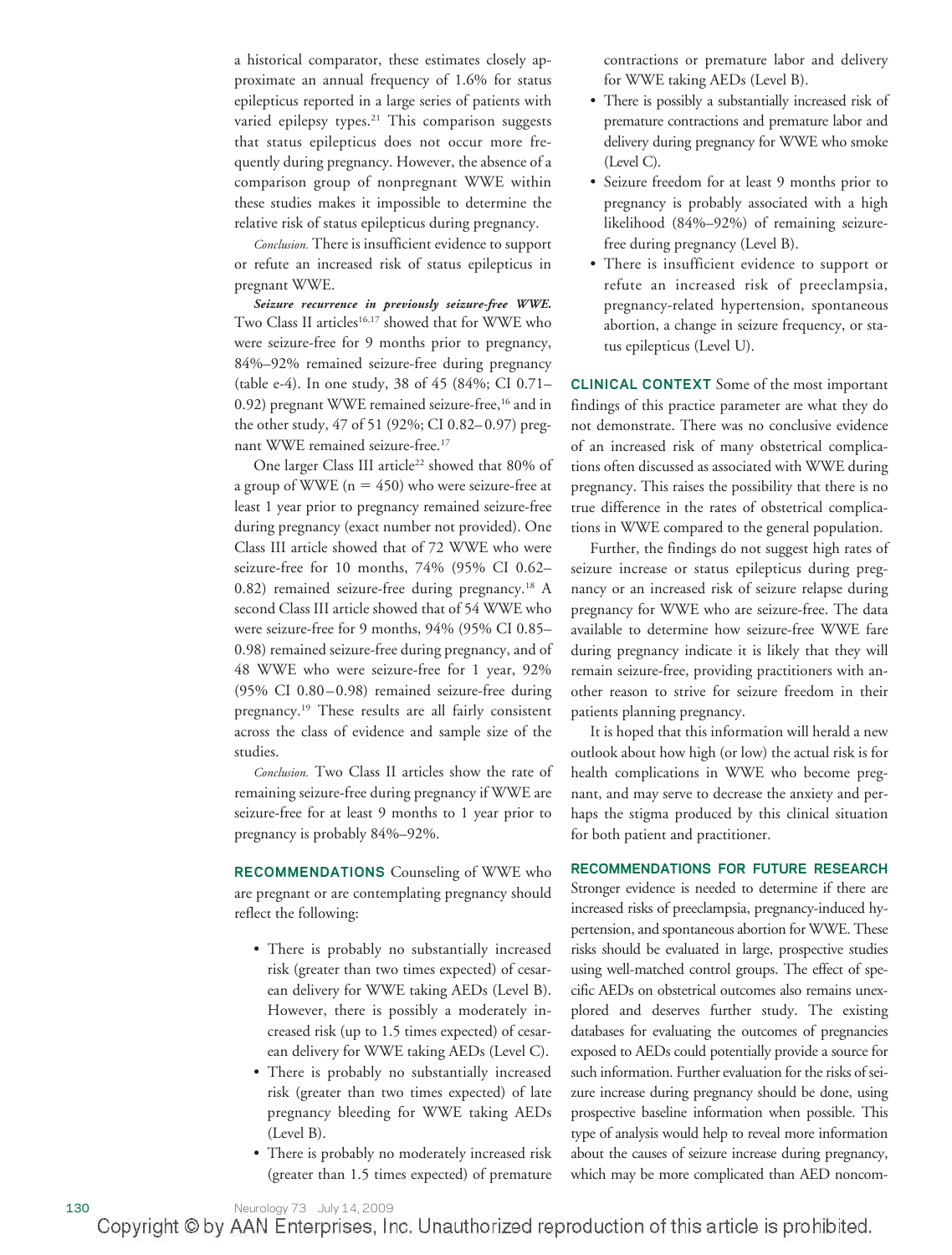a historical comparator, these estimates closely approximate an annual frequency of 1.6% for status epilepticus reported in a large series of patients with varied epilepsy types.[21] This comparison suggests that status epilepticus does not occur more frequently during pregnancy. However, the absence of a comparison group of nonpregnant WWE within these studies makes it impossible to determine the relative risk of status epilepticus during pregnancy.

*Conclusion.* There is insufficient evidence to support or refute an increased risk of status epilepticus in pregnant WWE.

***Seizure recurrence in previously seizure-free WWE.*** Two Class II articles[16,17] showed that for WWE who were seizure-free for 9 months prior to pregnancy, 84%–92% remained seizure-free during pregnancy (table e-4). In one study, 38 of 45 (84%; CI 0.71–0.92) pregnant WWE remained seizure-free,[16] and in the other study, 47 of 51 (92%; CI 0.82–0.97) pregnant WWE remained seizure-free.[17]

One larger Class III article[22] showed that 80% of a group of WWE (n = 450) who were seizure-free at least 1 year prior to pregnancy remained seizure-free during pregnancy (exact number not provided). One Class III article showed that of 72 WWE who were seizure-free for 10 months, 74% (95% CI 0.62–0.82) remained seizure-free during pregnancy.[18] A second Class III article showed that of 54 WWE who were seizure-free for 9 months, 94% (95% CI 0.85–0.98) remained seizure-free during pregnancy, and of 48 WWE who were seizure-free for 1 year, 92% (95% CI 0.80–0.98) remained seizure-free during pregnancy.[19] These results are all fairly consistent across the class of evidence and sample size of the studies.

*Conclusion.* Two Class II articles show the rate of remaining seizure-free during pregnancy if WWE are seizure-free for at least 9 months to 1 year prior to pregnancy is probably 84%–92%.

**RECOMMENDATIONS** Counseling of WWE who are pregnant or are contemplating pregnancy should reflect the following:

- There is probably no substantially increased risk (greater than two times expected) of cesarean delivery for WWE taking AEDs (Level B). However, there is possibly a moderately increased risk (up to 1.5 times expected) of cesarean delivery for WWE taking AEDs (Level C).
- There is probably no substantially increased risk (greater than two times expected) of late pregnancy bleeding for WWE taking AEDs (Level B).
- There is probably no moderately increased risk (greater than 1.5 times expected) of premature contractions or premature labor and delivery for WWE taking AEDs (Level B).
- There is possibly a substantially increased risk of premature contractions and premature labor and delivery during pregnancy for WWE who smoke (Level C).
- Seizure freedom for at least 9 months prior to pregnancy is probably associated with a high likelihood (84%–92%) of remaining seizure-free during pregnancy (Level B).
- There is insufficient evidence to support or refute an increased risk of preeclampsia, pregnancy-related hypertension, spontaneous abortion, a change in seizure frequency, or status epilepticus (Level U).

**CLINICAL CONTEXT** Some of the most important findings of this practice parameter are what they do not demonstrate. There was no conclusive evidence of an increased risk of many obstetrical complications often discussed as associated with WWE during pregnancy. This raises the possibility that there is no true difference in the rates of obstetrical complications in WWE compared to the general population.

Further, the findings do not suggest high rates of seizure increase or status epilepticus during pregnancy or an increased risk of seizure relapse during pregnancy for WWE who are seizure-free. The data available to determine how seizure-free WWE fare during pregnancy indicate it is likely that they will remain seizure-free, providing practitioners with another reason to strive for seizure freedom in their patients planning pregnancy.

It is hoped that this information will herald a new outlook about how high (or low) the actual risk is for health complications in WWE who become pregnant, and may serve to decrease the anxiety and perhaps the stigma produced by this clinical situation for both patient and practitioner.

**RECOMMENDATIONS FOR FUTURE RESEARCH** Stronger evidence is needed to determine if there are increased risks of preeclampsia, pregnancy-induced hypertension, and spontaneous abortion for WWE. These risks should be evaluated in large, prospective studies using well-matched control groups. The effect of specific AEDs on obstetrical outcomes also remains unexplored and deserves further study. The existing databases for evaluating the outcomes of pregnancies exposed to AEDs could potentially provide a source for such information. Further evaluation for the risks of seizure increase during pregnancy should be done, using prospective baseline information when possible. This type of analysis would help to reveal more information about the causes of seizure increase during pregnancy, which may be more complicated than AED noncom-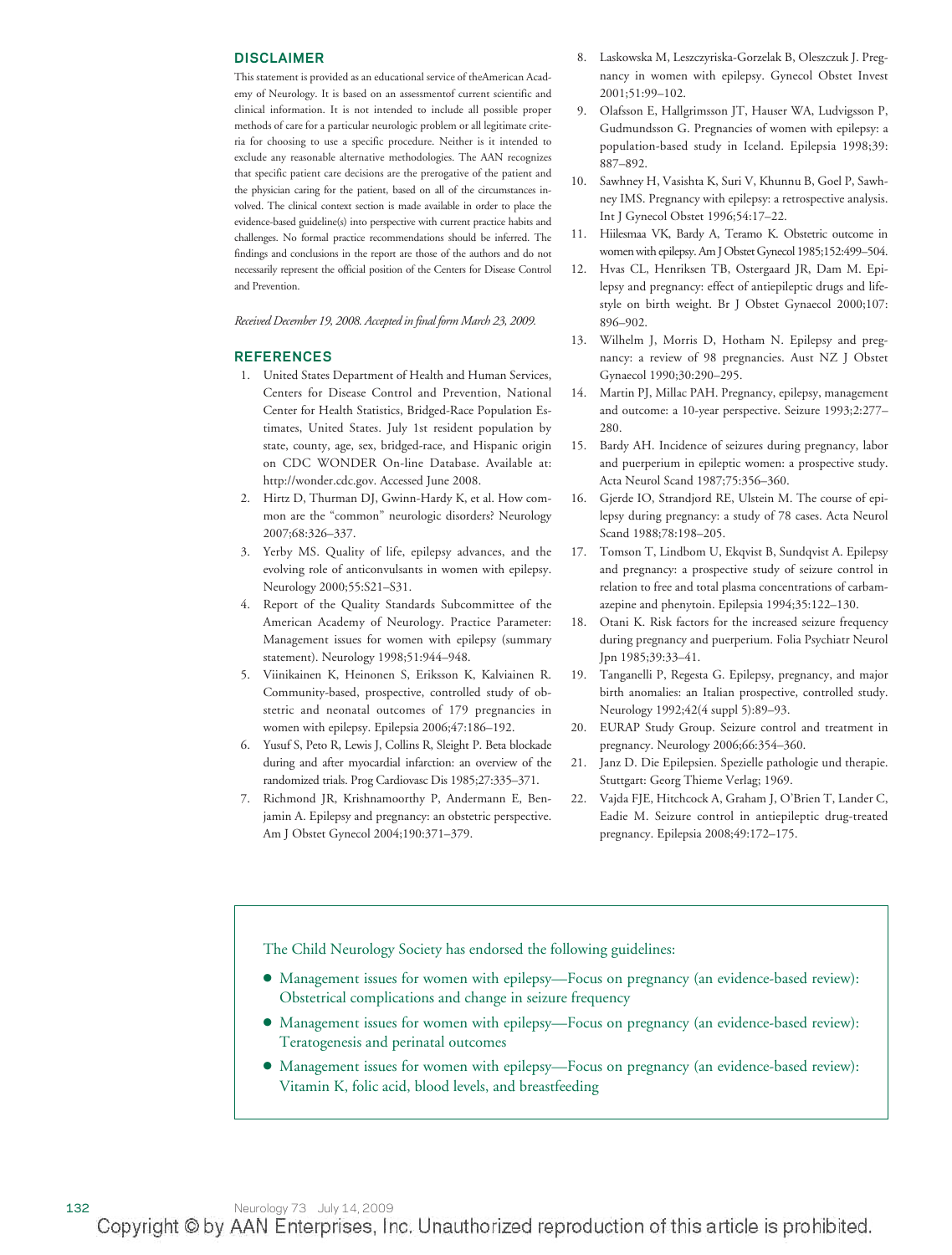## DISCLAIMER

This statement is provided as an educational service of theAmerican Academy of Neurology. It is based on an assessmentof current scientific and clinical information. It is not intended to include all possible proper methods of care for a particular neurologic problem or all legitimate criteria for choosing to use a specific procedure. Neither is it intended to exclude any reasonable alternative methodologies. The AAN recognizes that specific patient care decisions are the prerogative of the patient and the physician caring for the patient, based on all of the circumstances involved. The clinical context section is made available in order to place the evidence-based guideline(s) into perspective with current practice habits and challenges. No formal practice recommendations should be inferred. The findings and conclusions in the report are those of the authors and do not necessarily represent the official position of the Centers for Disease Control and Prevention.

*Received December 19, 2008. Accepted in final form March 23, 2009.*

## REFERENCES

1. United States Department of Health and Human Services, Centers for Disease Control and Prevention, National Center for Health Statistics, Bridged-Race Population Estimates, United States. July 1st resident population by state, county, age, sex, bridged-race, and Hispanic origin on CDC WONDER On-line Database. Available at: http://wonder.cdc.gov. Accessed June 2008.
2. Hirtz D, Thurman DJ, Gwinn-Hardy K, et al. How common are the "common" neurologic disorders? Neurology 2007;68:326–337.
3. Yerby MS. Quality of life, epilepsy advances, and the evolving role of anticonvulsants in women with epilepsy. Neurology 2000;55:S21–S31.
4. Report of the Quality Standards Subcommittee of the American Academy of Neurology. Practice Parameter: Management issues for women with epilepsy (summary statement). Neurology 1998;51:944–948.
5. Viinikainen K, Heinonen S, Eriksson K, Kalviainen R. Community-based, prospective, controlled study of obstetric and neonatal outcomes of 179 pregnancies in women with epilepsy. Epilepsia 2006;47:186–192.
6. Yusuf S, Peto R, Lewis J, Collins R, Sleight P. Beta blockade during and after myocardial infarction: an overview of the randomized trials. Prog Cardiovasc Dis 1985;27:335–371.
7. Richmond JR, Krishnamoorthy P, Andermann E, Benjamin A. Epilepsy and pregnancy: an obstetric perspective. Am J Obstet Gynecol 2004;190:371–379.
8. Laskowska M, Leszczyriska-Gorzelak B, Oleszczuk J. Pregnancy in women with epilepsy. Gynecol Obstet Invest 2001;51:99–102.
9. Olafsson E, Hallgrimsson JT, Hauser WA, Ludvigsson P, Gudmundsson G. Pregnancies of women with epilepsy: a population-based study in Iceland. Epilepsia 1998;39: 887–892.
10. Sawhney H, Vasishta K, Suri V, Khunnu B, Goel P, Sawhney IMS. Pregnancy with epilepsy: a retrospective analysis. Int J Gynecol Obstet 1996;54:17–22.
11. Hiilesmaa VK, Bardy A, Teramo K. Obstetric outcome in women with epilepsy. Am J Obstet Gynecol 1985;152:499–504.
12. Hvas CL, Henriksen TB, Ostergaard JR, Dam M. Epilepsy and pregnancy: effect of antiepileptic drugs and lifestyle on birth weight. Br J Obstet Gynaecol 2000;107: 896–902.
13. Wilhelm J, Morris D, Hotham N. Epilepsy and pregnancy: a review of 98 pregnancies. Aust NZ J Obstet Gynaecol 1990;30:290–295.
14. Martin PJ, Millac PAH. Pregnancy, epilepsy, management and outcome: a 10-year perspective. Seizure 1993;2:277–280.
15. Bardy AH. Incidence of seizures during pregnancy, labor and puerperium in epileptic women: a prospective study. Acta Neurol Scand 1987;75:356–360.
16. Gjerde IO, Strandjord RE, Ulstein M. The course of epilepsy during pregnancy: a study of 78 cases. Acta Neurol Scand 1988;78:198–205.
17. Tomson T, Lindbom U, Ekqvist B, Sundqvist A. Epilepsy and pregnancy: a prospective study of seizure control in relation to free and total plasma concentrations of carbamazepine and phenytoin. Epilepsia 1994;35:122–130.
18. Otani K. Risk factors for the increased seizure frequency during pregnancy and puerperium. Folia Psychiatr Neurol Jpn 1985;39:33–41.
19. Tanganelli P, Regesta G. Epilepsy, pregnancy, and major birth anomalies: an Italian prospective, controlled study. Neurology 1992;42(4 suppl 5):89–93.
20. EURAP Study Group. Seizure control and treatment in pregnancy. Neurology 2006;66:354–360.
21. Janz D. Die Epilepsien. Spezielle pathologie und therapie. Stuttgart: Georg Thieme Verlag; 1969.
22. Vajda FJE, Hitchcock A, Graham J, O'Brien T, Lander C, Eadie M. Seizure control in antiepileptic drug-treated pregnancy. Epilepsia 2008;49:172–175.

The Child Neurology Society has endorsed the following guidelines:

- Management issues for women with epilepsy—Focus on pregnancy (an evidence-based review): Obstetrical complications and change in seizure frequency
- Management issues for women with epilepsy—Focus on pregnancy (an evidence-based review): Teratogenesis and perinatal outcomes
- Management issues for women with epilepsy—Focus on pregnancy (an evidence-based review): Vitamin K, folic acid, blood levels, and breastfeeding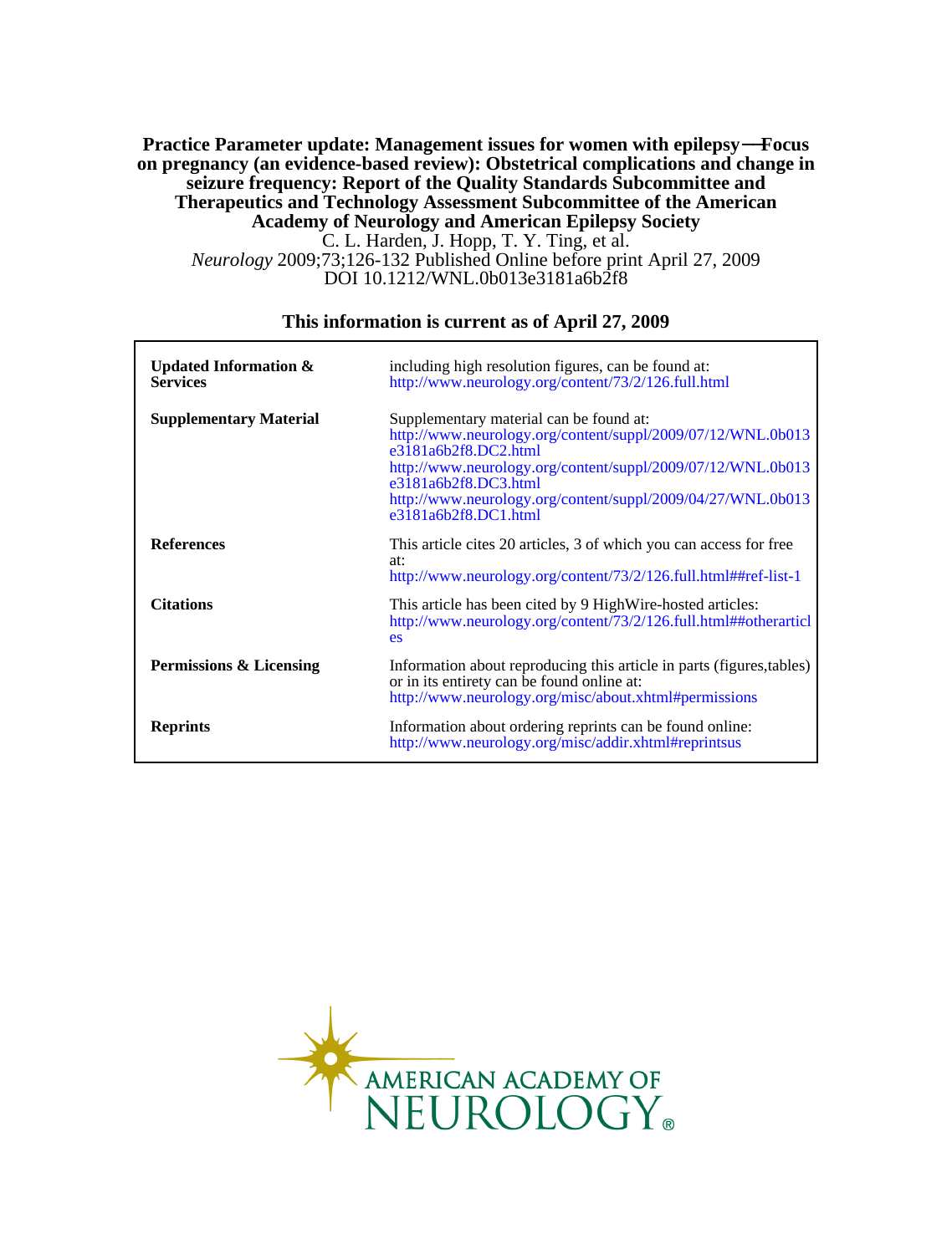**Practice Parameter update: Management issues for women with epilepsy—Focus on pregnancy (an evidence-based review): Obstetrical complications and change in seizure frequency: Report of the Quality Standards Subcommittee and Therapeutics and Technology Assessment Subcommittee of the American Academy of Neurology and American Epilepsy Society**

C. L. Harden, J. Hopp, T. Y. Ting, et al.

*Neurology* 2009;73;126-132 Published Online before print April 27, 2009

DOI 10.1212/WNL.0b013e3181a6b2f8

**This information is current as of April 27, 2009**

| | |
|---|---|
| **Updated Information & Services** | including high resolution figures, can be found at: http://www.neurology.org/content/73/2/126.full.html |
| **Supplementary Material** | Supplementary material can be found at: http://www.neurology.org/content/suppl/2009/07/12/WNL.0b013e3181a6b2f8.DC2.html http://www.neurology.org/content/suppl/2009/07/12/WNL.0b013e3181a6b2f8.DC3.html http://www.neurology.org/content/suppl/2009/04/27/WNL.0b013e3181a6b2f8.DC1.html |
| **References** | This article cites 20 articles, 3 of which you can access for free at: http://www.neurology.org/content/73/2/126.full.html##ref-list-1 |
| **Citations** | This article has been cited by 9 HighWire-hosted articles: http://www.neurology.org/content/73/2/126.full.html##otherarticles |
| **Permissions & Licensing** | Information about reproducing this article in parts (figures,tables) or in its entirety can be found online at: http://www.neurology.org/misc/about.xhtml#permissions |
| **Reprints** | Information about ordering reprints can be found online: http://www.neurology.org/misc/addir.xhtml#reprintsus |

AMERICAN ACADEMY OF NEUROLOGY®